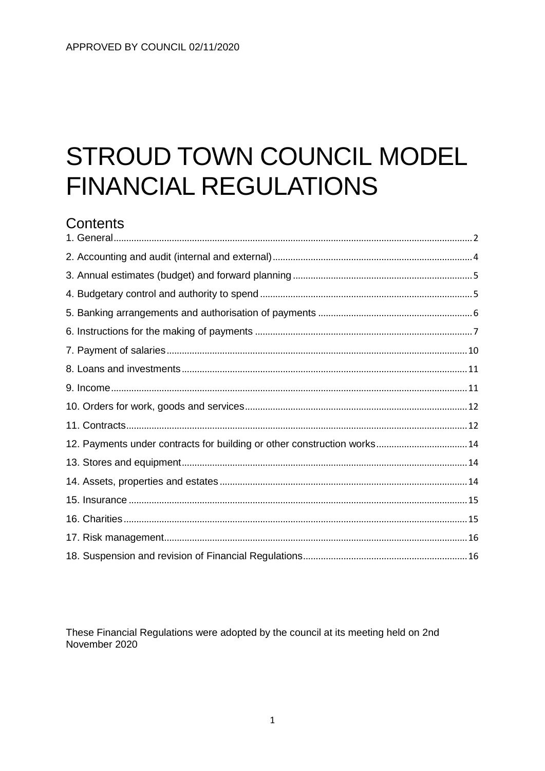APPROVED BY COUNCIL 02/11/2020

# STROUD TOWN COUNCIL MODEL FINANCIAL REGULATIONS

## Contents

1. General ..... 2
2. Accounting and audit (internal and external) ..... 4
3. Annual estimates (budget) and forward planning ..... 5
4. Budgetary control and authority to spend ..... 5
5. Banking arrangements and authorisation of payments ..... 6
6. Instructions for the making of payments ..... 7
7. Payment of salaries ..... 10
8. Loans and investments ..... 11
9. Income ..... 11
10. Orders for work, goods and services ..... 12
11. Contracts ..... 12
12. Payments under contracts for building or other construction works ..... 14
13. Stores and equipment ..... 14
14. Assets, properties and estates ..... 14
15. Insurance ..... 15
16. Charities ..... 15
17. Risk management ..... 16
18. Suspension and revision of Financial Regulations ..... 16

These Financial Regulations were adopted by the council at its meeting held on 2nd November 2020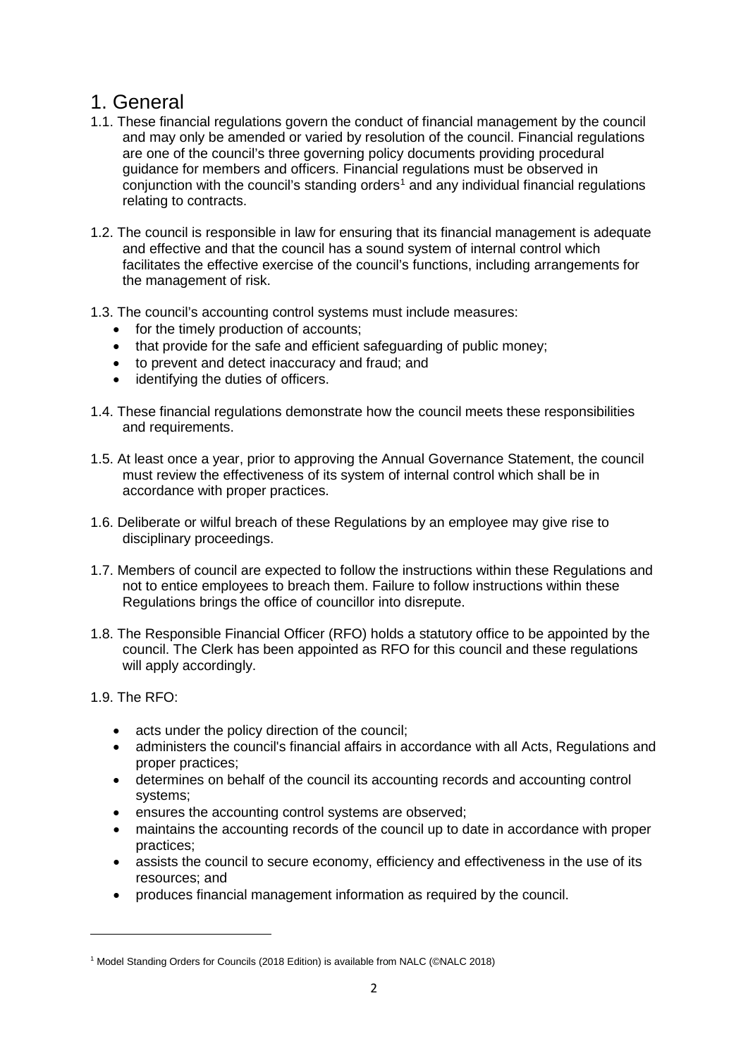# 1. General

1.1. These financial regulations govern the conduct of financial management by the council and may only be amended or varied by resolution of the council. Financial regulations are one of the council's three governing policy documents providing procedural guidance for members and officers. Financial regulations must be observed in conjunction with the council's standing orders[1] and any individual financial regulations relating to contracts.

1.2. The council is responsible in law for ensuring that its financial management is adequate and effective and that the council has a sound system of internal control which facilitates the effective exercise of the council's functions, including arrangements for the management of risk.

1.3. The council's accounting control systems must include measures:

- for the timely production of accounts;
- that provide for the safe and efficient safeguarding of public money;
- to prevent and detect inaccuracy and fraud; and
- identifying the duties of officers.

1.4. These financial regulations demonstrate how the council meets these responsibilities and requirements.

1.5. At least once a year, prior to approving the Annual Governance Statement, the council must review the effectiveness of its system of internal control which shall be in accordance with proper practices.

1.6. Deliberate or wilful breach of these Regulations by an employee may give rise to disciplinary proceedings.

1.7. Members of council are expected to follow the instructions within these Regulations and not to entice employees to breach them. Failure to follow instructions within these Regulations brings the office of councillor into disrepute.

1.8. The Responsible Financial Officer (RFO) holds a statutory office to be appointed by the council. The Clerk has been appointed as RFO for this council and these regulations will apply accordingly.

1.9. The RFO:

- acts under the policy direction of the council;
- administers the council's financial affairs in accordance with all Acts, Regulations and proper practices;
- determines on behalf of the council its accounting records and accounting control systems;
- ensures the accounting control systems are observed;
- maintains the accounting records of the council up to date in accordance with proper practices;
- assists the council to secure economy, efficiency and effectiveness in the use of its resources; and
- produces financial management information as required by the council.

---

[1] Model Standing Orders for Councils (2018 Edition) is available from NALC (©NALC 2018)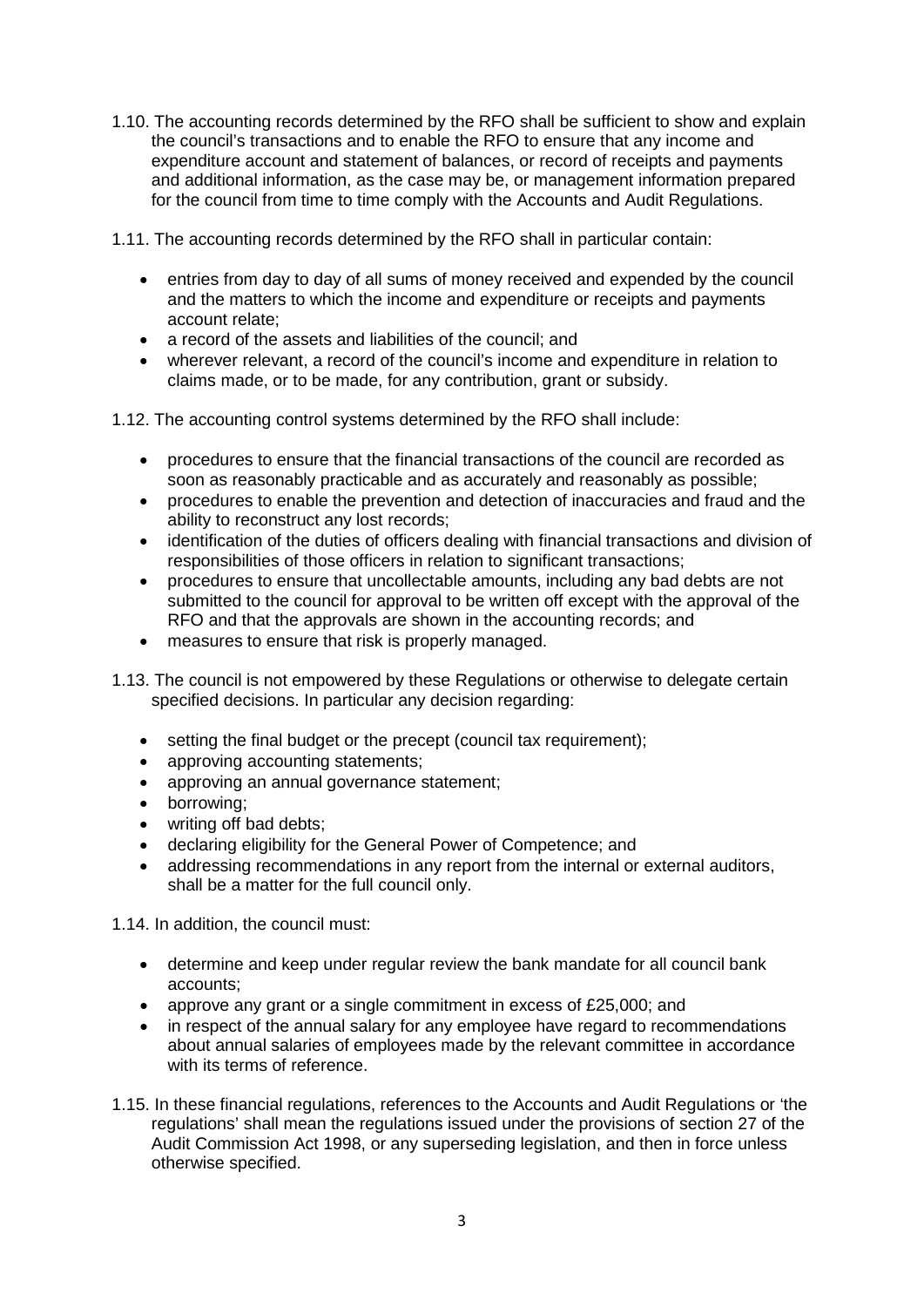1.10. The accounting records determined by the RFO shall be sufficient to show and explain the council's transactions and to enable the RFO to ensure that any income and expenditure account and statement of balances, or record of receipts and payments and additional information, as the case may be, or management information prepared for the council from time to time comply with the Accounts and Audit Regulations.

1.11. The accounting records determined by the RFO shall in particular contain:

- entries from day to day of all sums of money received and expended by the council and the matters to which the income and expenditure or receipts and payments account relate;
- a record of the assets and liabilities of the council; and
- wherever relevant, a record of the council's income and expenditure in relation to claims made, or to be made, for any contribution, grant or subsidy.

1.12. The accounting control systems determined by the RFO shall include:

- procedures to ensure that the financial transactions of the council are recorded as soon as reasonably practicable and as accurately and reasonably as possible;
- procedures to enable the prevention and detection of inaccuracies and fraud and the ability to reconstruct any lost records;
- identification of the duties of officers dealing with financial transactions and division of responsibilities of those officers in relation to significant transactions;
- procedures to ensure that uncollectable amounts, including any bad debts are not submitted to the council for approval to be written off except with the approval of the RFO and that the approvals are shown in the accounting records; and
- measures to ensure that risk is properly managed.

1.13. The council is not empowered by these Regulations or otherwise to delegate certain specified decisions. In particular any decision regarding:

- setting the final budget or the precept (council tax requirement);
- approving accounting statements;
- approving an annual governance statement;
- borrowing;
- writing off bad debts;
- declaring eligibility for the General Power of Competence; and
- addressing recommendations in any report from the internal or external auditors, shall be a matter for the full council only.

1.14. In addition, the council must:

- determine and keep under regular review the bank mandate for all council bank accounts;
- approve any grant or a single commitment in excess of £25,000; and
- in respect of the annual salary for any employee have regard to recommendations about annual salaries of employees made by the relevant committee in accordance with its terms of reference.

1.15. In these financial regulations, references to the Accounts and Audit Regulations or 'the regulations' shall mean the regulations issued under the provisions of section 27 of the Audit Commission Act 1998, or any superseding legislation, and then in force unless otherwise specified.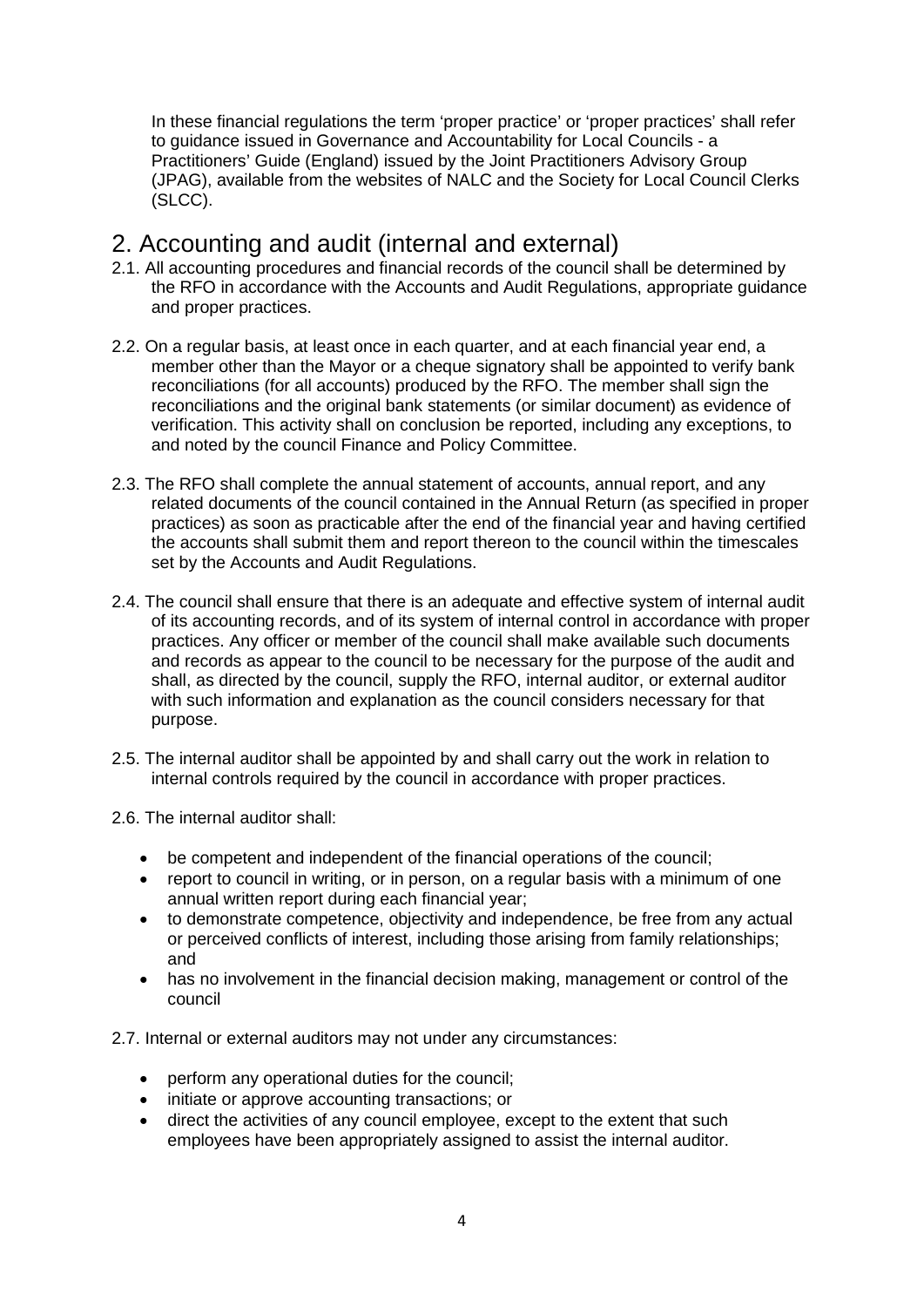In these financial regulations the term 'proper practice' or 'proper practices' shall refer to guidance issued in Governance and Accountability for Local Councils - a Practitioners' Guide (England) issued by the Joint Practitioners Advisory Group (JPAG), available from the websites of NALC and the Society for Local Council Clerks (SLCC).

## 2. Accounting and audit (internal and external)

2.1. All accounting procedures and financial records of the council shall be determined by the RFO in accordance with the Accounts and Audit Regulations, appropriate guidance and proper practices.

2.2. On a regular basis, at least once in each quarter, and at each financial year end, a member other than the Mayor or a cheque signatory shall be appointed to verify bank reconciliations (for all accounts) produced by the RFO. The member shall sign the reconciliations and the original bank statements (or similar document) as evidence of verification. This activity shall on conclusion be reported, including any exceptions, to and noted by the council Finance and Policy Committee.

2.3. The RFO shall complete the annual statement of accounts, annual report, and any related documents of the council contained in the Annual Return (as specified in proper practices) as soon as practicable after the end of the financial year and having certified the accounts shall submit them and report thereon to the council within the timescales set by the Accounts and Audit Regulations.

2.4. The council shall ensure that there is an adequate and effective system of internal audit of its accounting records, and of its system of internal control in accordance with proper practices. Any officer or member of the council shall make available such documents and records as appear to the council to be necessary for the purpose of the audit and shall, as directed by the council, supply the RFO, internal auditor, or external auditor with such information and explanation as the council considers necessary for that purpose.

2.5. The internal auditor shall be appointed by and shall carry out the work in relation to internal controls required by the council in accordance with proper practices.

2.6. The internal auditor shall:

- be competent and independent of the financial operations of the council;
- report to council in writing, or in person, on a regular basis with a minimum of one annual written report during each financial year;
- to demonstrate competence, objectivity and independence, be free from any actual or perceived conflicts of interest, including those arising from family relationships; and
- has no involvement in the financial decision making, management or control of the council

2.7. Internal or external auditors may not under any circumstances:

- perform any operational duties for the council;
- initiate or approve accounting transactions; or
- direct the activities of any council employee, except to the extent that such employees have been appropriately assigned to assist the internal auditor.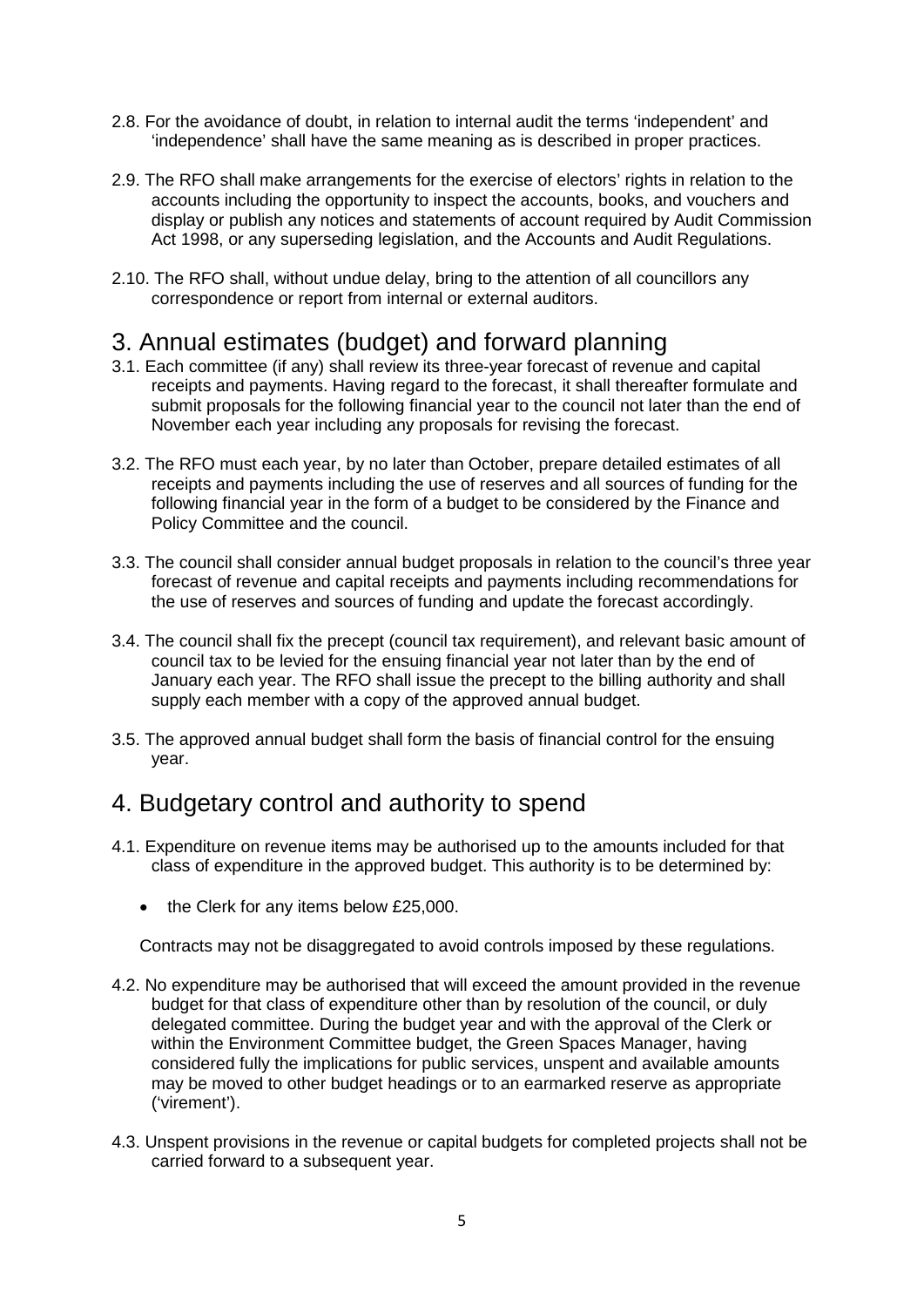2.8. For the avoidance of doubt, in relation to internal audit the terms 'independent' and 'independence' shall have the same meaning as is described in proper practices.

2.9. The RFO shall make arrangements for the exercise of electors' rights in relation to the accounts including the opportunity to inspect the accounts, books, and vouchers and display or publish any notices and statements of account required by Audit Commission Act 1998, or any superseding legislation, and the Accounts and Audit Regulations.

2.10. The RFO shall, without undue delay, bring to the attention of all councillors any correspondence or report from internal or external auditors.

## 3. Annual estimates (budget) and forward planning

3.1. Each committee (if any) shall review its three-year forecast of revenue and capital receipts and payments. Having regard to the forecast, it shall thereafter formulate and submit proposals for the following financial year to the council not later than the end of November each year including any proposals for revising the forecast.

3.2. The RFO must each year, by no later than October, prepare detailed estimates of all receipts and payments including the use of reserves and all sources of funding for the following financial year in the form of a budget to be considered by the Finance and Policy Committee and the council.

3.3. The council shall consider annual budget proposals in relation to the council's three year forecast of revenue and capital receipts and payments including recommendations for the use of reserves and sources of funding and update the forecast accordingly.

3.4. The council shall fix the precept (council tax requirement), and relevant basic amount of council tax to be levied for the ensuing financial year not later than by the end of January each year. The RFO shall issue the precept to the billing authority and shall supply each member with a copy of the approved annual budget.

3.5. The approved annual budget shall form the basis of financial control for the ensuing year.

## 4. Budgetary control and authority to spend

4.1. Expenditure on revenue items may be authorised up to the amounts included for that class of expenditure in the approved budget. This authority is to be determined by:

- the Clerk for any items below £25,000.

Contracts may not be disaggregated to avoid controls imposed by these regulations.

4.2. No expenditure may be authorised that will exceed the amount provided in the revenue budget for that class of expenditure other than by resolution of the council, or duly delegated committee. During the budget year and with the approval of the Clerk or within the Environment Committee budget, the Green Spaces Manager, having considered fully the implications for public services, unspent and available amounts may be moved to other budget headings or to an earmarked reserve as appropriate ('virement').

4.3. Unspent provisions in the revenue or capital budgets for completed projects shall not be carried forward to a subsequent year.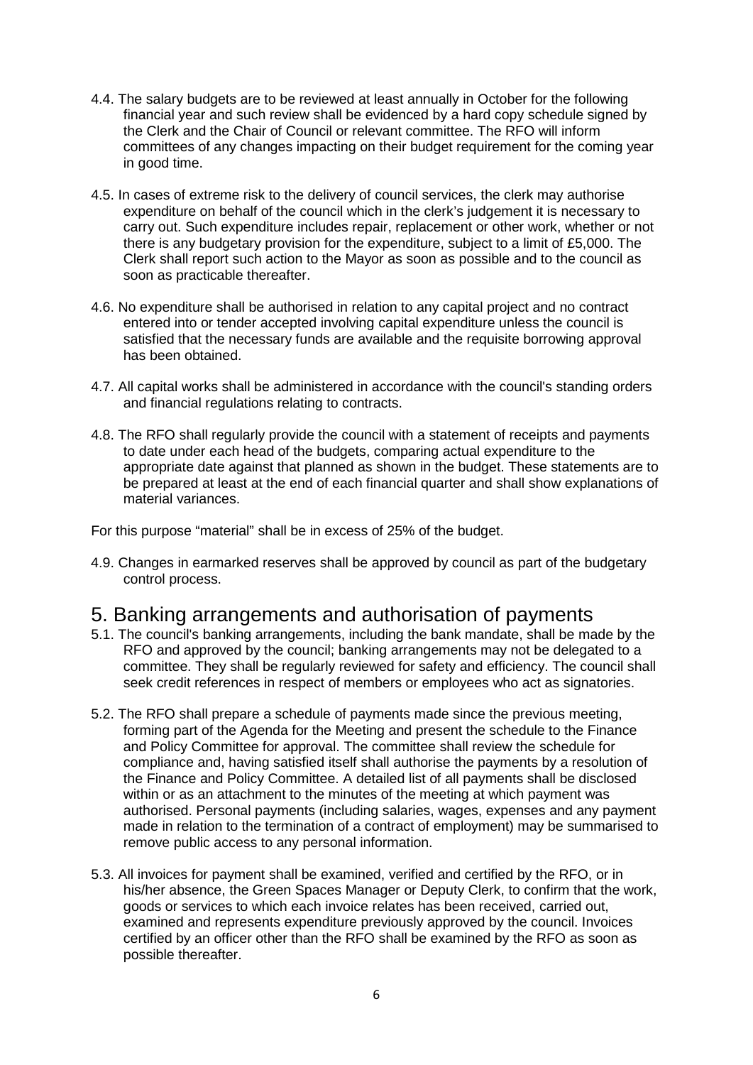4.4. The salary budgets are to be reviewed at least annually in October for the following financial year and such review shall be evidenced by a hard copy schedule signed by the Clerk and the Chair of Council or relevant committee. The RFO will inform committees of any changes impacting on their budget requirement for the coming year in good time.

4.5. In cases of extreme risk to the delivery of council services, the clerk may authorise expenditure on behalf of the council which in the clerk's judgement it is necessary to carry out. Such expenditure includes repair, replacement or other work, whether or not there is any budgetary provision for the expenditure, subject to a limit of £5,000. The Clerk shall report such action to the Mayor as soon as possible and to the council as soon as practicable thereafter.

4.6. No expenditure shall be authorised in relation to any capital project and no contract entered into or tender accepted involving capital expenditure unless the council is satisfied that the necessary funds are available and the requisite borrowing approval has been obtained.

4.7. All capital works shall be administered in accordance with the council's standing orders and financial regulations relating to contracts.

4.8. The RFO shall regularly provide the council with a statement of receipts and payments to date under each head of the budgets, comparing actual expenditure to the appropriate date against that planned as shown in the budget. These statements are to be prepared at least at the end of each financial quarter and shall show explanations of material variances.

For this purpose "material" shall be in excess of 25% of the budget.

4.9. Changes in earmarked reserves shall be approved by council as part of the budgetary control process.

# 5. Banking arrangements and authorisation of payments

5.1. The council's banking arrangements, including the bank mandate, shall be made by the RFO and approved by the council; banking arrangements may not be delegated to a committee. They shall be regularly reviewed for safety and efficiency. The council shall seek credit references in respect of members or employees who act as signatories.

5.2. The RFO shall prepare a schedule of payments made since the previous meeting, forming part of the Agenda for the Meeting and present the schedule to the Finance and Policy Committee for approval. The committee shall review the schedule for compliance and, having satisfied itself shall authorise the payments by a resolution of the Finance and Policy Committee. A detailed list of all payments shall be disclosed within or as an attachment to the minutes of the meeting at which payment was authorised. Personal payments (including salaries, wages, expenses and any payment made in relation to the termination of a contract of employment) may be summarised to remove public access to any personal information.

5.3. All invoices for payment shall be examined, verified and certified by the RFO, or in his/her absence, the Green Spaces Manager or Deputy Clerk, to confirm that the work, goods or services to which each invoice relates has been received, carried out, examined and represents expenditure previously approved by the council. Invoices certified by an officer other than the RFO shall be examined by the RFO as soon as possible thereafter.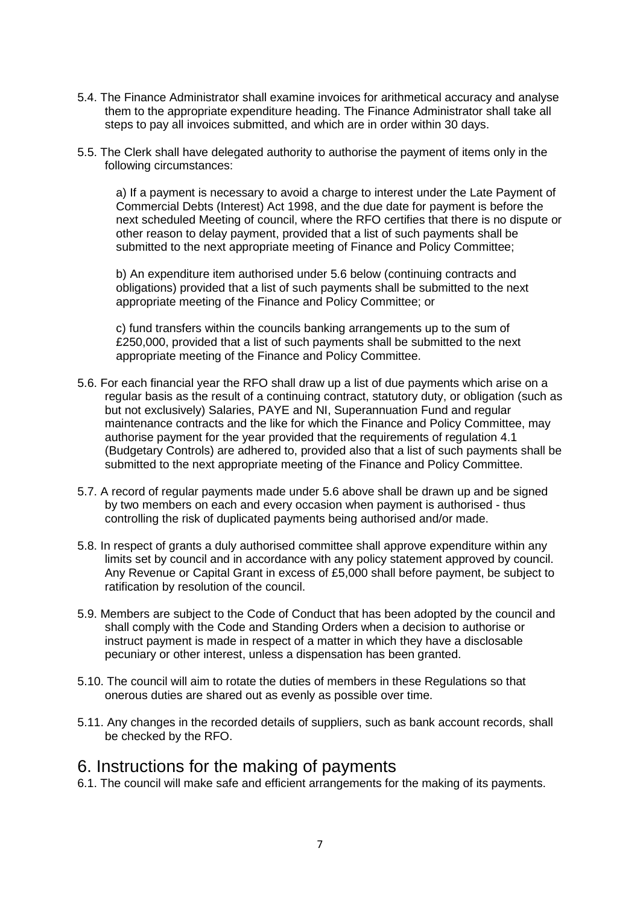5.4. The Finance Administrator shall examine invoices for arithmetical accuracy and analyse them to the appropriate expenditure heading. The Finance Administrator shall take all steps to pay all invoices submitted, and which are in order within 30 days.

5.5. The Clerk shall have delegated authority to authorise the payment of items only in the following circumstances:

a) If a payment is necessary to avoid a charge to interest under the Late Payment of Commercial Debts (Interest) Act 1998, and the due date for payment is before the next scheduled Meeting of council, where the RFO certifies that there is no dispute or other reason to delay payment, provided that a list of such payments shall be submitted to the next appropriate meeting of Finance and Policy Committee;

b) An expenditure item authorised under 5.6 below (continuing contracts and obligations) provided that a list of such payments shall be submitted to the next appropriate meeting of the Finance and Policy Committee; or

c) fund transfers within the councils banking arrangements up to the sum of £250,000, provided that a list of such payments shall be submitted to the next appropriate meeting of the Finance and Policy Committee.

5.6. For each financial year the RFO shall draw up a list of due payments which arise on a regular basis as the result of a continuing contract, statutory duty, or obligation (such as but not exclusively) Salaries, PAYE and NI, Superannuation Fund and regular maintenance contracts and the like for which the Finance and Policy Committee, may authorise payment for the year provided that the requirements of regulation 4.1 (Budgetary Controls) are adhered to, provided also that a list of such payments shall be submitted to the next appropriate meeting of the Finance and Policy Committee.

5.7. A record of regular payments made under 5.6 above shall be drawn up and be signed by two members on each and every occasion when payment is authorised - thus controlling the risk of duplicated payments being authorised and/or made.

5.8. In respect of grants a duly authorised committee shall approve expenditure within any limits set by council and in accordance with any policy statement approved by council. Any Revenue or Capital Grant in excess of £5,000 shall before payment, be subject to ratification by resolution of the council.

5.9. Members are subject to the Code of Conduct that has been adopted by the council and shall comply with the Code and Standing Orders when a decision to authorise or instruct payment is made in respect of a matter in which they have a disclosable pecuniary or other interest, unless a dispensation has been granted.

5.10. The council will aim to rotate the duties of members in these Regulations so that onerous duties are shared out as evenly as possible over time.

5.11. Any changes in the recorded details of suppliers, such as bank account records, shall be checked by the RFO.

# 6. Instructions for the making of payments

6.1. The council will make safe and efficient arrangements for the making of its payments.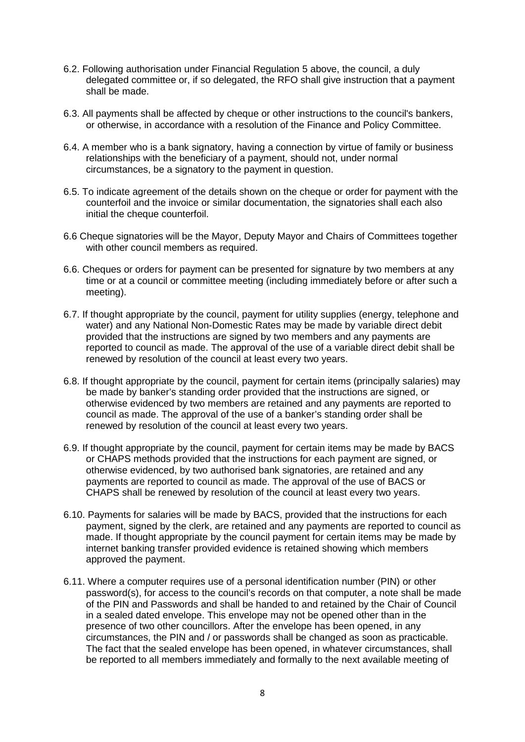6.2. Following authorisation under Financial Regulation 5 above, the council, a duly delegated committee or, if so delegated, the RFO shall give instruction that a payment shall be made.

6.3. All payments shall be affected by cheque or other instructions to the council's bankers, or otherwise, in accordance with a resolution of the Finance and Policy Committee.

6.4. A member who is a bank signatory, having a connection by virtue of family or business relationships with the beneficiary of a payment, should not, under normal circumstances, be a signatory to the payment in question.

6.5. To indicate agreement of the details shown on the cheque or order for payment with the counterfoil and the invoice or similar documentation, the signatories shall each also initial the cheque counterfoil.

6.6 Cheque signatories will be the Mayor, Deputy Mayor and Chairs of Committees together with other council members as required.

6.6. Cheques or orders for payment can be presented for signature by two members at any time or at a council or committee meeting (including immediately before or after such a meeting).

6.7. If thought appropriate by the council, payment for utility supplies (energy, telephone and water) and any National Non-Domestic Rates may be made by variable direct debit provided that the instructions are signed by two members and any payments are reported to council as made. The approval of the use of a variable direct debit shall be renewed by resolution of the council at least every two years.

6.8. If thought appropriate by the council, payment for certain items (principally salaries) may be made by banker's standing order provided that the instructions are signed, or otherwise evidenced by two members are retained and any payments are reported to council as made. The approval of the use of a banker's standing order shall be renewed by resolution of the council at least every two years.

6.9. If thought appropriate by the council, payment for certain items may be made by BACS or CHAPS methods provided that the instructions for each payment are signed, or otherwise evidenced, by two authorised bank signatories, are retained and any payments are reported to council as made. The approval of the use of BACS or CHAPS shall be renewed by resolution of the council at least every two years.

6.10. Payments for salaries will be made by BACS, provided that the instructions for each payment, signed by the clerk, are retained and any payments are reported to council as made. If thought appropriate by the council payment for certain items may be made by internet banking transfer provided evidence is retained showing which members approved the payment.

6.11. Where a computer requires use of a personal identification number (PIN) or other password(s), for access to the council's records on that computer, a note shall be made of the PIN and Passwords and shall be handed to and retained by the Chair of Council in a sealed dated envelope. This envelope may not be opened other than in the presence of two other councillors. After the envelope has been opened, in any circumstances, the PIN and / or passwords shall be changed as soon as practicable. The fact that the sealed envelope has been opened, in whatever circumstances, shall be reported to all members immediately and formally to the next available meeting of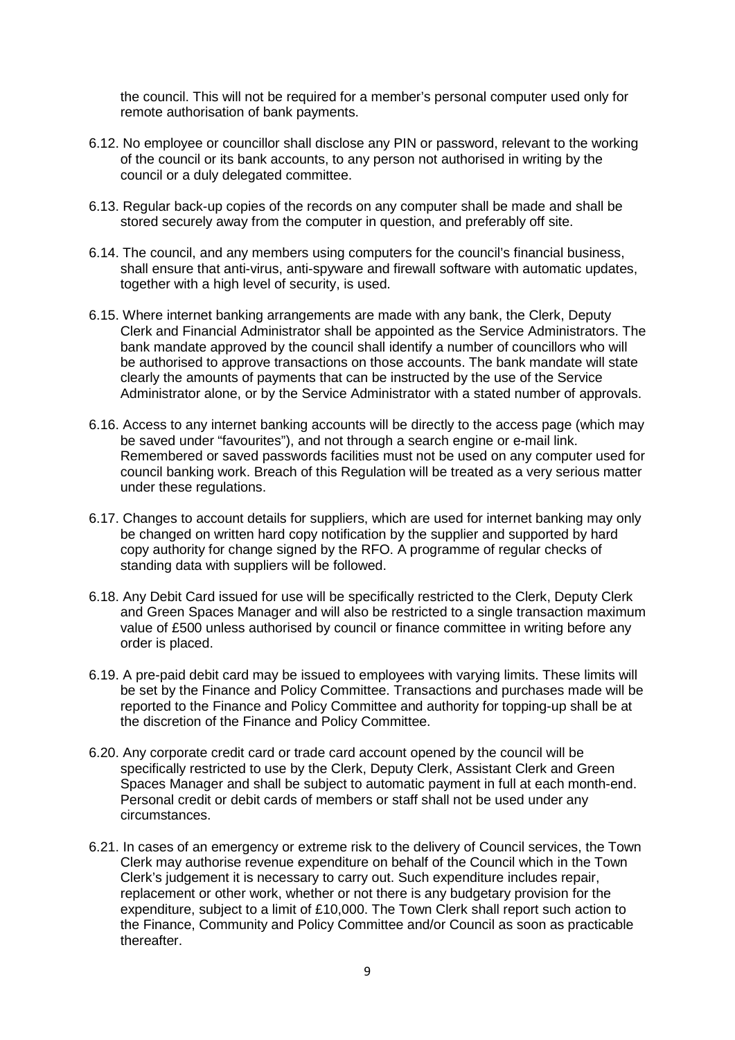the council. This will not be required for a member's personal computer used only for remote authorisation of bank payments.

6.12. No employee or councillor shall disclose any PIN or password, relevant to the working of the council or its bank accounts, to any person not authorised in writing by the council or a duly delegated committee.

6.13. Regular back-up copies of the records on any computer shall be made and shall be stored securely away from the computer in question, and preferably off site.

6.14. The council, and any members using computers for the council's financial business, shall ensure that anti-virus, anti-spyware and firewall software with automatic updates, together with a high level of security, is used.

6.15. Where internet banking arrangements are made with any bank, the Clerk, Deputy Clerk and Financial Administrator shall be appointed as the Service Administrators. The bank mandate approved by the council shall identify a number of councillors who will be authorised to approve transactions on those accounts. The bank mandate will state clearly the amounts of payments that can be instructed by the use of the Service Administrator alone, or by the Service Administrator with a stated number of approvals.

6.16. Access to any internet banking accounts will be directly to the access page (which may be saved under "favourites"), and not through a search engine or e-mail link. Remembered or saved passwords facilities must not be used on any computer used for council banking work. Breach of this Regulation will be treated as a very serious matter under these regulations.

6.17. Changes to account details for suppliers, which are used for internet banking may only be changed on written hard copy notification by the supplier and supported by hard copy authority for change signed by the RFO. A programme of regular checks of standing data with suppliers will be followed.

6.18. Any Debit Card issued for use will be specifically restricted to the Clerk, Deputy Clerk and Green Spaces Manager and will also be restricted to a single transaction maximum value of £500 unless authorised by council or finance committee in writing before any order is placed.

6.19. A pre-paid debit card may be issued to employees with varying limits. These limits will be set by the Finance and Policy Committee. Transactions and purchases made will be reported to the Finance and Policy Committee and authority for topping-up shall be at the discretion of the Finance and Policy Committee.

6.20. Any corporate credit card or trade card account opened by the council will be specifically restricted to use by the Clerk, Deputy Clerk, Assistant Clerk and Green Spaces Manager and shall be subject to automatic payment in full at each month-end. Personal credit or debit cards of members or staff shall not be used under any circumstances.

6.21. In cases of an emergency or extreme risk to the delivery of Council services, the Town Clerk may authorise revenue expenditure on behalf of the Council which in the Town Clerk's judgement it is necessary to carry out. Such expenditure includes repair, replacement or other work, whether or not there is any budgetary provision for the expenditure, subject to a limit of £10,000. The Town Clerk shall report such action to the Finance, Community and Policy Committee and/or Council as soon as practicable thereafter.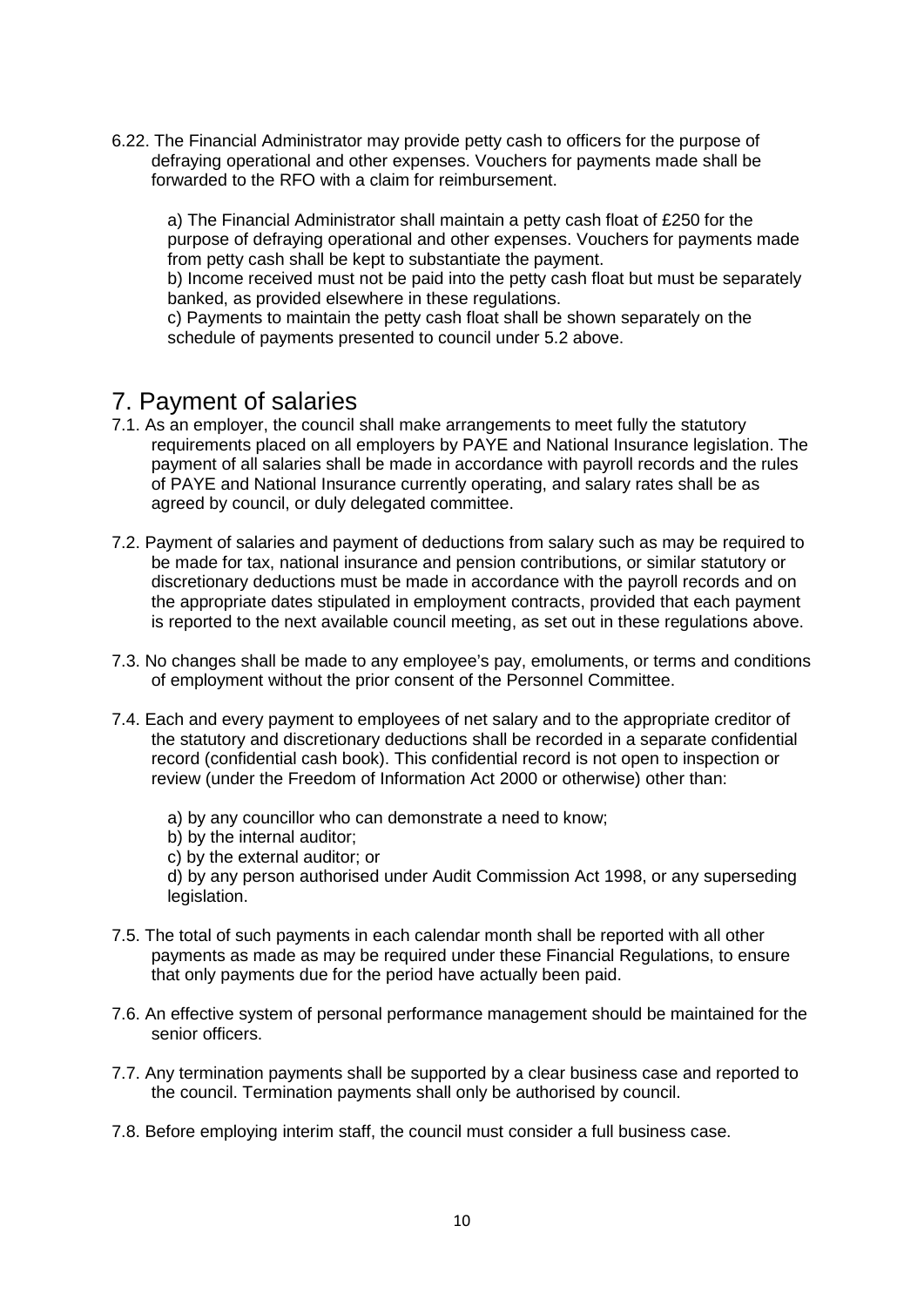6.22. The Financial Administrator may provide petty cash to officers for the purpose of defraying operational and other expenses. Vouchers for payments made shall be forwarded to the RFO with a claim for reimbursement.

a) The Financial Administrator shall maintain a petty cash float of £250 for the purpose of defraying operational and other expenses. Vouchers for payments made from petty cash shall be kept to substantiate the payment.
b) Income received must not be paid into the petty cash float but must be separately banked, as provided elsewhere in these regulations.
c) Payments to maintain the petty cash float shall be shown separately on the schedule of payments presented to council under 5.2 above.

# 7. Payment of salaries

7.1. As an employer, the council shall make arrangements to meet fully the statutory requirements placed on all employers by PAYE and National Insurance legislation. The payment of all salaries shall be made in accordance with payroll records and the rules of PAYE and National Insurance currently operating, and salary rates shall be as agreed by council, or duly delegated committee.

7.2. Payment of salaries and payment of deductions from salary such as may be required to be made for tax, national insurance and pension contributions, or similar statutory or discretionary deductions must be made in accordance with the payroll records and on the appropriate dates stipulated in employment contracts, provided that each payment is reported to the next available council meeting, as set out in these regulations above.

7.3. No changes shall be made to any employee's pay, emoluments, or terms and conditions of employment without the prior consent of the Personnel Committee.

7.4. Each and every payment to employees of net salary and to the appropriate creditor of the statutory and discretionary deductions shall be recorded in a separate confidential record (confidential cash book). This confidential record is not open to inspection or review (under the Freedom of Information Act 2000 or otherwise) other than:

a) by any councillor who can demonstrate a need to know;
b) by the internal auditor;
c) by the external auditor; or
d) by any person authorised under Audit Commission Act 1998, or any superseding legislation.

7.5. The total of such payments in each calendar month shall be reported with all other payments as made as may be required under these Financial Regulations, to ensure that only payments due for the period have actually been paid.

7.6. An effective system of personal performance management should be maintained for the senior officers.

7.7. Any termination payments shall be supported by a clear business case and reported to the council. Termination payments shall only be authorised by council.

7.8. Before employing interim staff, the council must consider a full business case.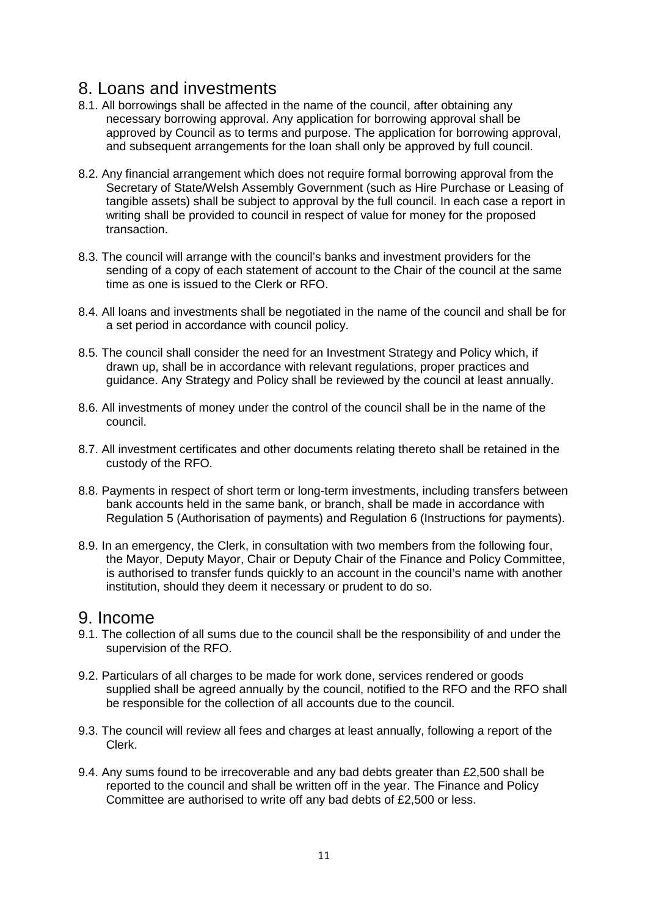# 8. Loans and investments

8.1. All borrowings shall be affected in the name of the council, after obtaining any necessary borrowing approval. Any application for borrowing approval shall be approved by Council as to terms and purpose. The application for borrowing approval, and subsequent arrangements for the loan shall only be approved by full council.

8.2. Any financial arrangement which does not require formal borrowing approval from the Secretary of State/Welsh Assembly Government (such as Hire Purchase or Leasing of tangible assets) shall be subject to approval by the full council. In each case a report in writing shall be provided to council in respect of value for money for the proposed transaction.

8.3. The council will arrange with the council's banks and investment providers for the sending of a copy of each statement of account to the Chair of the council at the same time as one is issued to the Clerk or RFO.

8.4. All loans and investments shall be negotiated in the name of the council and shall be for a set period in accordance with council policy.

8.5. The council shall consider the need for an Investment Strategy and Policy which, if drawn up, shall be in accordance with relevant regulations, proper practices and guidance. Any Strategy and Policy shall be reviewed by the council at least annually.

8.6. All investments of money under the control of the council shall be in the name of the council.

8.7. All investment certificates and other documents relating thereto shall be retained in the custody of the RFO.

8.8. Payments in respect of short term or long-term investments, including transfers between bank accounts held in the same bank, or branch, shall be made in accordance with Regulation 5 (Authorisation of payments) and Regulation 6 (Instructions for payments).

8.9. In an emergency, the Clerk, in consultation with two members from the following four, the Mayor, Deputy Mayor, Chair or Deputy Chair of the Finance and Policy Committee, is authorised to transfer funds quickly to an account in the council's name with another institution, should they deem it necessary or prudent to do so.

# 9. Income

9.1. The collection of all sums due to the council shall be the responsibility of and under the supervision of the RFO.

9.2. Particulars of all charges to be made for work done, services rendered or goods supplied shall be agreed annually by the council, notified to the RFO and the RFO shall be responsible for the collection of all accounts due to the council.

9.3. The council will review all fees and charges at least annually, following a report of the Clerk.

9.4. Any sums found to be irrecoverable and any bad debts greater than £2,500 shall be reported to the council and shall be written off in the year. The Finance and Policy Committee are authorised to write off any bad debts of £2,500 or less.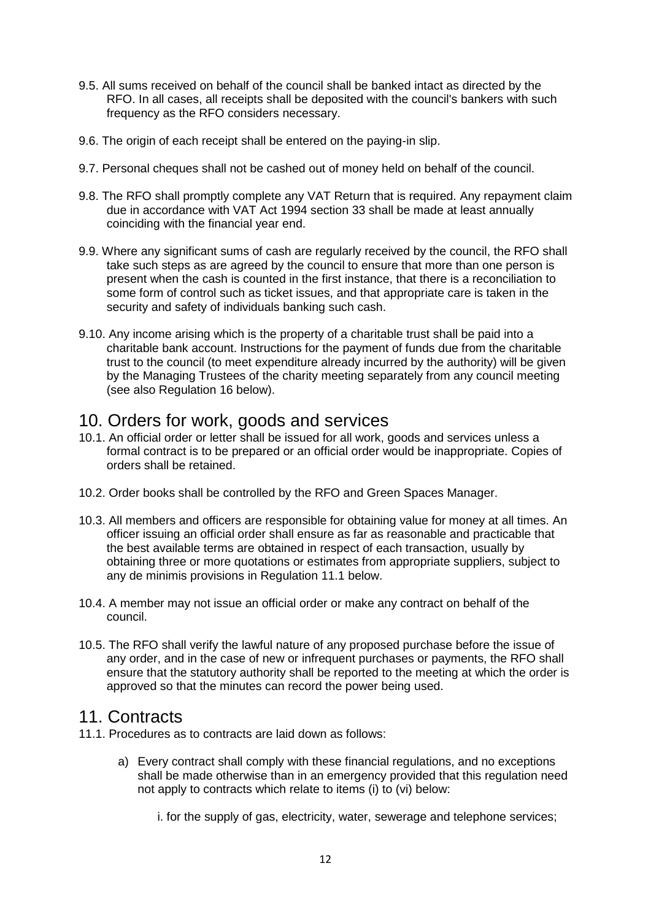9.5. All sums received on behalf of the council shall be banked intact as directed by the RFO. In all cases, all receipts shall be deposited with the council's bankers with such frequency as the RFO considers necessary.

9.6. The origin of each receipt shall be entered on the paying-in slip.

9.7. Personal cheques shall not be cashed out of money held on behalf of the council.

9.8. The RFO shall promptly complete any VAT Return that is required. Any repayment claim due in accordance with VAT Act 1994 section 33 shall be made at least annually coinciding with the financial year end.

9.9. Where any significant sums of cash are regularly received by the council, the RFO shall take such steps as are agreed by the council to ensure that more than one person is present when the cash is counted in the first instance, that there is a reconciliation to some form of control such as ticket issues, and that appropriate care is taken in the security and safety of individuals banking such cash.

9.10. Any income arising which is the property of a charitable trust shall be paid into a charitable bank account. Instructions for the payment of funds due from the charitable trust to the council (to meet expenditure already incurred by the authority) will be given by the Managing Trustees of the charity meeting separately from any council meeting (see also Regulation 16 below).

# 10. Orders for work, goods and services

10.1. An official order or letter shall be issued for all work, goods and services unless a formal contract is to be prepared or an official order would be inappropriate. Copies of orders shall be retained.

10.2. Order books shall be controlled by the RFO and Green Spaces Manager.

10.3. All members and officers are responsible for obtaining value for money at all times. An officer issuing an official order shall ensure as far as reasonable and practicable that the best available terms are obtained in respect of each transaction, usually by obtaining three or more quotations or estimates from appropriate suppliers, subject to any de minimis provisions in Regulation 11.1 below.

10.4. A member may not issue an official order or make any contract on behalf of the council.

10.5. The RFO shall verify the lawful nature of any proposed purchase before the issue of any order, and in the case of new or infrequent purchases or payments, the RFO shall ensure that the statutory authority shall be reported to the meeting at which the order is approved so that the minutes can record the power being used.

# 11. Contracts

11.1. Procedures as to contracts are laid down as follows:

a) Every contract shall comply with these financial regulations, and no exceptions shall be made otherwise than in an emergency provided that this regulation need not apply to contracts which relate to items (i) to (vi) below:

   i. for the supply of gas, electricity, water, sewerage and telephone services;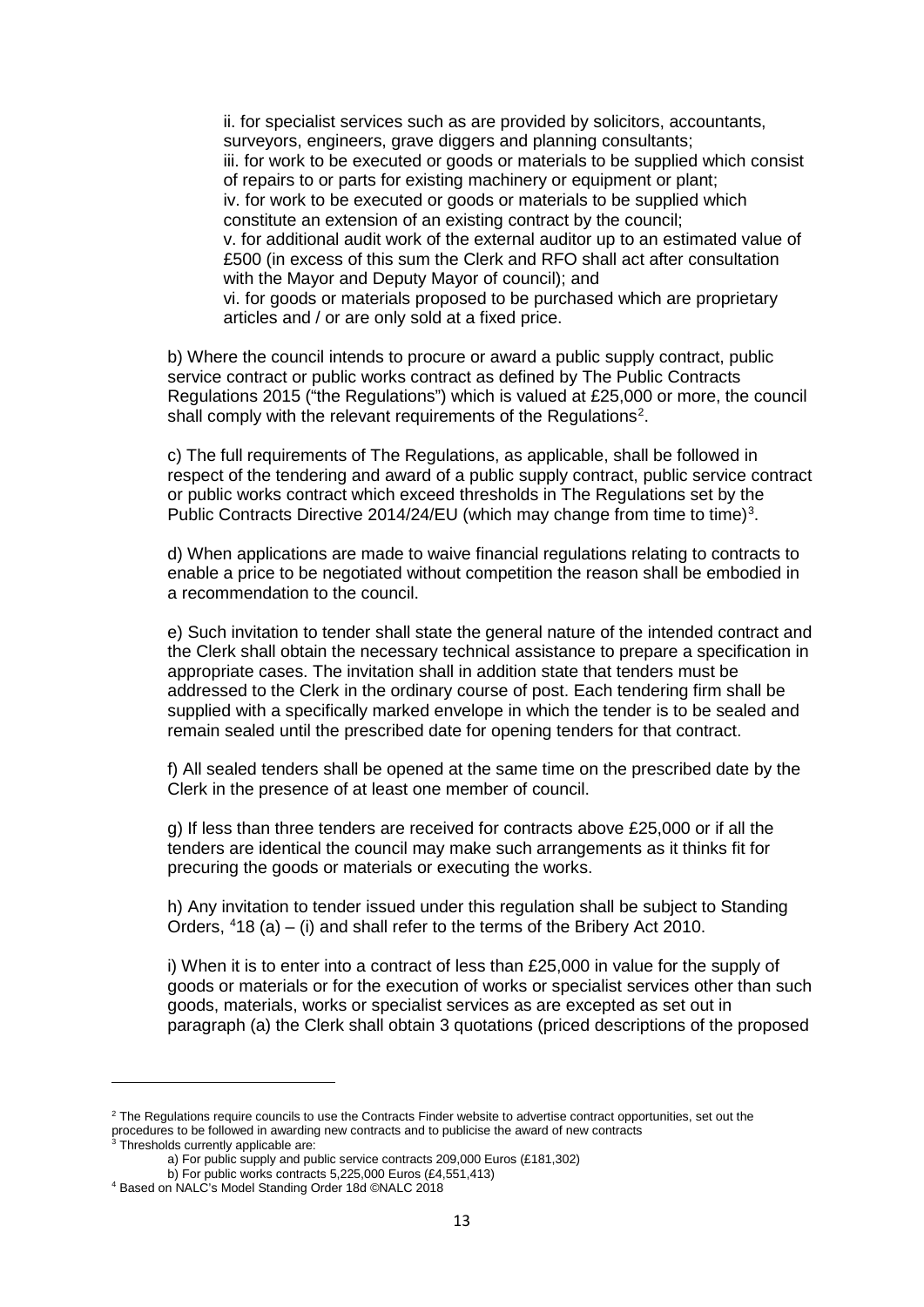ii. for specialist services such as are provided by solicitors, accountants, surveyors, engineers, grave diggers and planning consultants;
iii. for work to be executed or goods or materials to be supplied which consist of repairs to or parts for existing machinery or equipment or plant;
iv. for work to be executed or goods or materials to be supplied which constitute an extension of an existing contract by the council;
v. for additional audit work of the external auditor up to an estimated value of £500 (in excess of this sum the Clerk and RFO shall act after consultation with the Mayor and Deputy Mayor of council); and
vi. for goods or materials proposed to be purchased which are proprietary articles and / or are only sold at a fixed price.

b) Where the council intends to procure or award a public supply contract, public service contract or public works contract as defined by The Public Contracts Regulations 2015 ("the Regulations") which is valued at £25,000 or more, the council shall comply with the relevant requirements of the Regulations[2].

c) The full requirements of The Regulations, as applicable, shall be followed in respect of the tendering and award of a public supply contract, public service contract or public works contract which exceed thresholds in The Regulations set by the Public Contracts Directive 2014/24/EU (which may change from time to time)[3].

d) When applications are made to waive financial regulations relating to contracts to enable a price to be negotiated without competition the reason shall be embodied in a recommendation to the council.

e) Such invitation to tender shall state the general nature of the intended contract and the Clerk shall obtain the necessary technical assistance to prepare a specification in appropriate cases. The invitation shall in addition state that tenders must be addressed to the Clerk in the ordinary course of post. Each tendering firm shall be supplied with a specifically marked envelope in which the tender is to be sealed and remain sealed until the prescribed date for opening tenders for that contract.

f) All sealed tenders shall be opened at the same time on the prescribed date by the Clerk in the presence of at least one member of council.

g) If less than three tenders are received for contracts above £25,000 or if all the tenders are identical the council may make such arrangements as it thinks fit for precuring the goods or materials or executing the works.

h) Any invitation to tender issued under this regulation shall be subject to Standing Orders, [4]18 (a) – (i) and shall refer to the terms of the Bribery Act 2010.

i) When it is to enter into a contract of less than £25,000 in value for the supply of goods or materials or for the execution of works or specialist services other than such goods, materials, works or specialist services as are excepted as set out in paragraph (a) the Clerk shall obtain 3 quotations (priced descriptions of the proposed

---

[2] The Regulations require councils to use the Contracts Finder website to advertise contract opportunities, set out the procedures to be followed in awarding new contracts and to publicise the award of new contracts

[3] Thresholds currently applicable are:

a) For public supply and public service contracts 209,000 Euros (£181,302)

b) For public works contracts 5,225,000 Euros (£4,551,413)

[4] Based on NALC's Model Standing Order 18d ©NALC 2018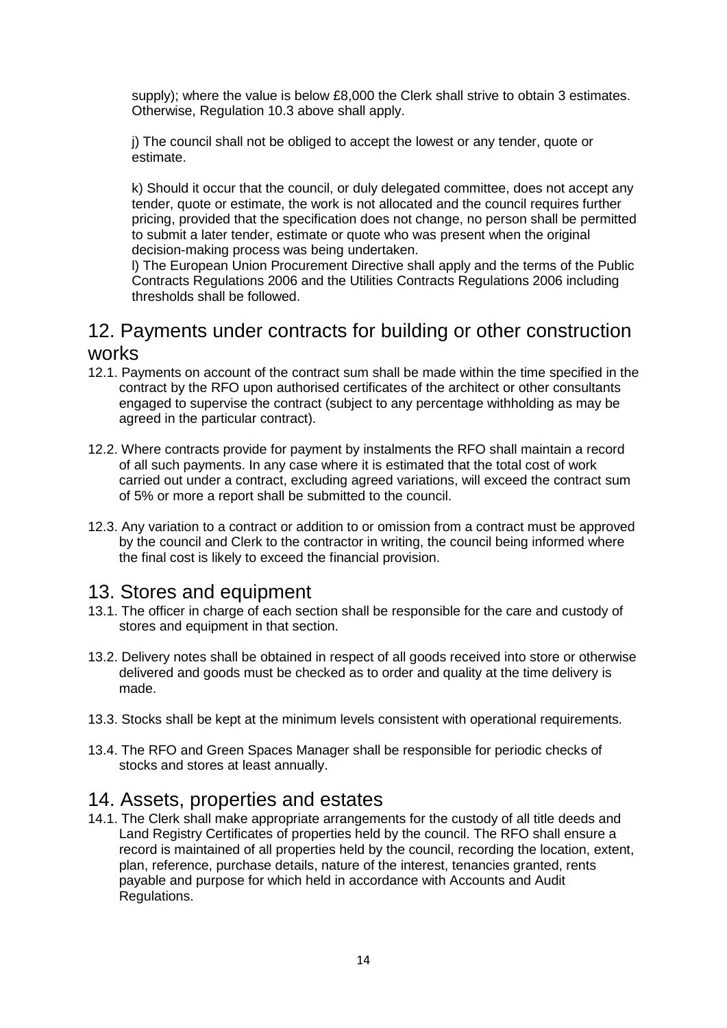supply); where the value is below £8,000 the Clerk shall strive to obtain 3 estimates. Otherwise, Regulation 10.3 above shall apply.

j) The council shall not be obliged to accept the lowest or any tender, quote or estimate.

k) Should it occur that the council, or duly delegated committee, does not accept any tender, quote or estimate, the work is not allocated and the council requires further pricing, provided that the specification does not change, no person shall be permitted to submit a later tender, estimate or quote who was present when the original decision-making process was being undertaken.
l) The European Union Procurement Directive shall apply and the terms of the Public Contracts Regulations 2006 and the Utilities Contracts Regulations 2006 including thresholds shall be followed.

## 12. Payments under contracts for building or other construction works

12.1. Payments on account of the contract sum shall be made within the time specified in the contract by the RFO upon authorised certificates of the architect or other consultants engaged to supervise the contract (subject to any percentage withholding as may be agreed in the particular contract).

12.2. Where contracts provide for payment by instalments the RFO shall maintain a record of all such payments. In any case where it is estimated that the total cost of work carried out under a contract, excluding agreed variations, will exceed the contract sum of 5% or more a report shall be submitted to the council.

12.3. Any variation to a contract or addition to or omission from a contract must be approved by the council and Clerk to the contractor in writing, the council being informed where the final cost is likely to exceed the financial provision.

## 13. Stores and equipment

13.1. The officer in charge of each section shall be responsible for the care and custody of stores and equipment in that section.

13.2. Delivery notes shall be obtained in respect of all goods received into store or otherwise delivered and goods must be checked as to order and quality at the time delivery is made.

13.3. Stocks shall be kept at the minimum levels consistent with operational requirements.

13.4. The RFO and Green Spaces Manager shall be responsible for periodic checks of stocks and stores at least annually.

## 14. Assets, properties and estates

14.1. The Clerk shall make appropriate arrangements for the custody of all title deeds and Land Registry Certificates of properties held by the council. The RFO shall ensure a record is maintained of all properties held by the council, recording the location, extent, plan, reference, purchase details, nature of the interest, tenancies granted, rents payable and purpose for which held in accordance with Accounts and Audit Regulations.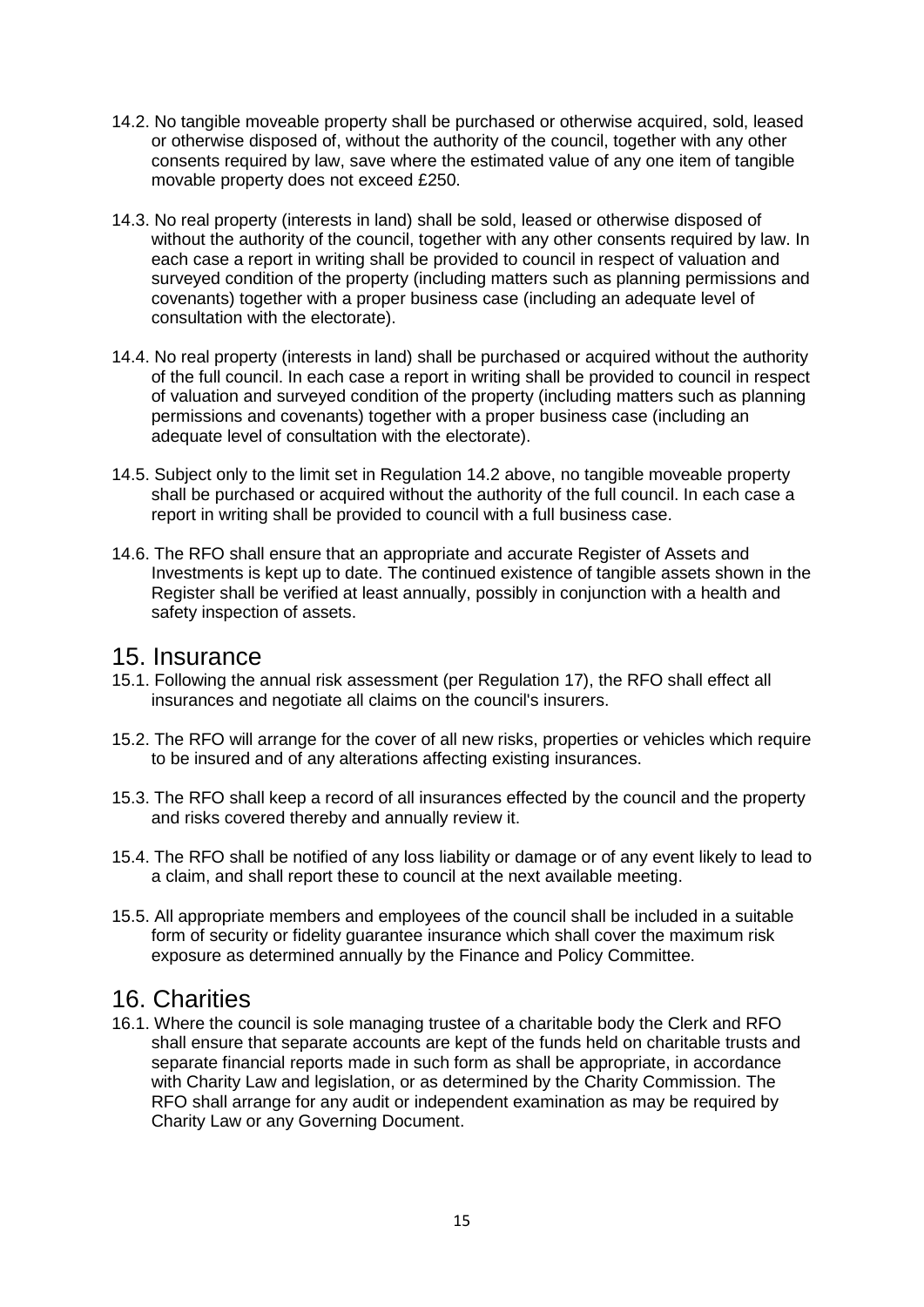14.2. No tangible moveable property shall be purchased or otherwise acquired, sold, leased or otherwise disposed of, without the authority of the council, together with any other consents required by law, save where the estimated value of any one item of tangible movable property does not exceed £250.

14.3. No real property (interests in land) shall be sold, leased or otherwise disposed of without the authority of the council, together with any other consents required by law. In each case a report in writing shall be provided to council in respect of valuation and surveyed condition of the property (including matters such as planning permissions and covenants) together with a proper business case (including an adequate level of consultation with the electorate).

14.4. No real property (interests in land) shall be purchased or acquired without the authority of the full council. In each case a report in writing shall be provided to council in respect of valuation and surveyed condition of the property (including matters such as planning permissions and covenants) together with a proper business case (including an adequate level of consultation with the electorate).

14.5. Subject only to the limit set in Regulation 14.2 above, no tangible moveable property shall be purchased or acquired without the authority of the full council. In each case a report in writing shall be provided to council with a full business case.

14.6. The RFO shall ensure that an appropriate and accurate Register of Assets and Investments is kept up to date. The continued existence of tangible assets shown in the Register shall be verified at least annually, possibly in conjunction with a health and safety inspection of assets.

## 15. Insurance

15.1. Following the annual risk assessment (per Regulation 17), the RFO shall effect all insurances and negotiate all claims on the council's insurers.

15.2. The RFO will arrange for the cover of all new risks, properties or vehicles which require to be insured and of any alterations affecting existing insurances.

15.3. The RFO shall keep a record of all insurances effected by the council and the property and risks covered thereby and annually review it.

15.4. The RFO shall be notified of any loss liability or damage or of any event likely to lead to a claim, and shall report these to council at the next available meeting.

15.5. All appropriate members and employees of the council shall be included in a suitable form of security or fidelity guarantee insurance which shall cover the maximum risk exposure as determined annually by the Finance and Policy Committee.

## 16. Charities

16.1. Where the council is sole managing trustee of a charitable body the Clerk and RFO shall ensure that separate accounts are kept of the funds held on charitable trusts and separate financial reports made in such form as shall be appropriate, in accordance with Charity Law and legislation, or as determined by the Charity Commission. The RFO shall arrange for any audit or independent examination as may be required by Charity Law or any Governing Document.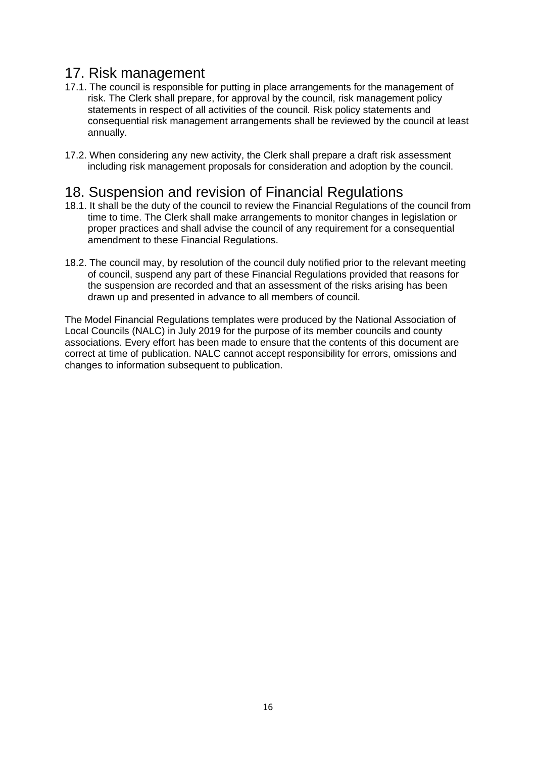## 17. Risk management

17.1. The council is responsible for putting in place arrangements for the management of risk. The Clerk shall prepare, for approval by the council, risk management policy statements in respect of all activities of the council. Risk policy statements and consequential risk management arrangements shall be reviewed by the council at least annually.

17.2. When considering any new activity, the Clerk shall prepare a draft risk assessment including risk management proposals for consideration and adoption by the council.

## 18. Suspension and revision of Financial Regulations

18.1. It shall be the duty of the council to review the Financial Regulations of the council from time to time. The Clerk shall make arrangements to monitor changes in legislation or proper practices and shall advise the council of any requirement for a consequential amendment to these Financial Regulations.

18.2. The council may, by resolution of the council duly notified prior to the relevant meeting of council, suspend any part of these Financial Regulations provided that reasons for the suspension are recorded and that an assessment of the risks arising has been drawn up and presented in advance to all members of council.

The Model Financial Regulations templates were produced by the National Association of Local Councils (NALC) in July 2019 for the purpose of its member councils and county associations. Every effort has been made to ensure that the contents of this document are correct at time of publication. NALC cannot accept responsibility for errors, omissions and changes to information subsequent to publication.